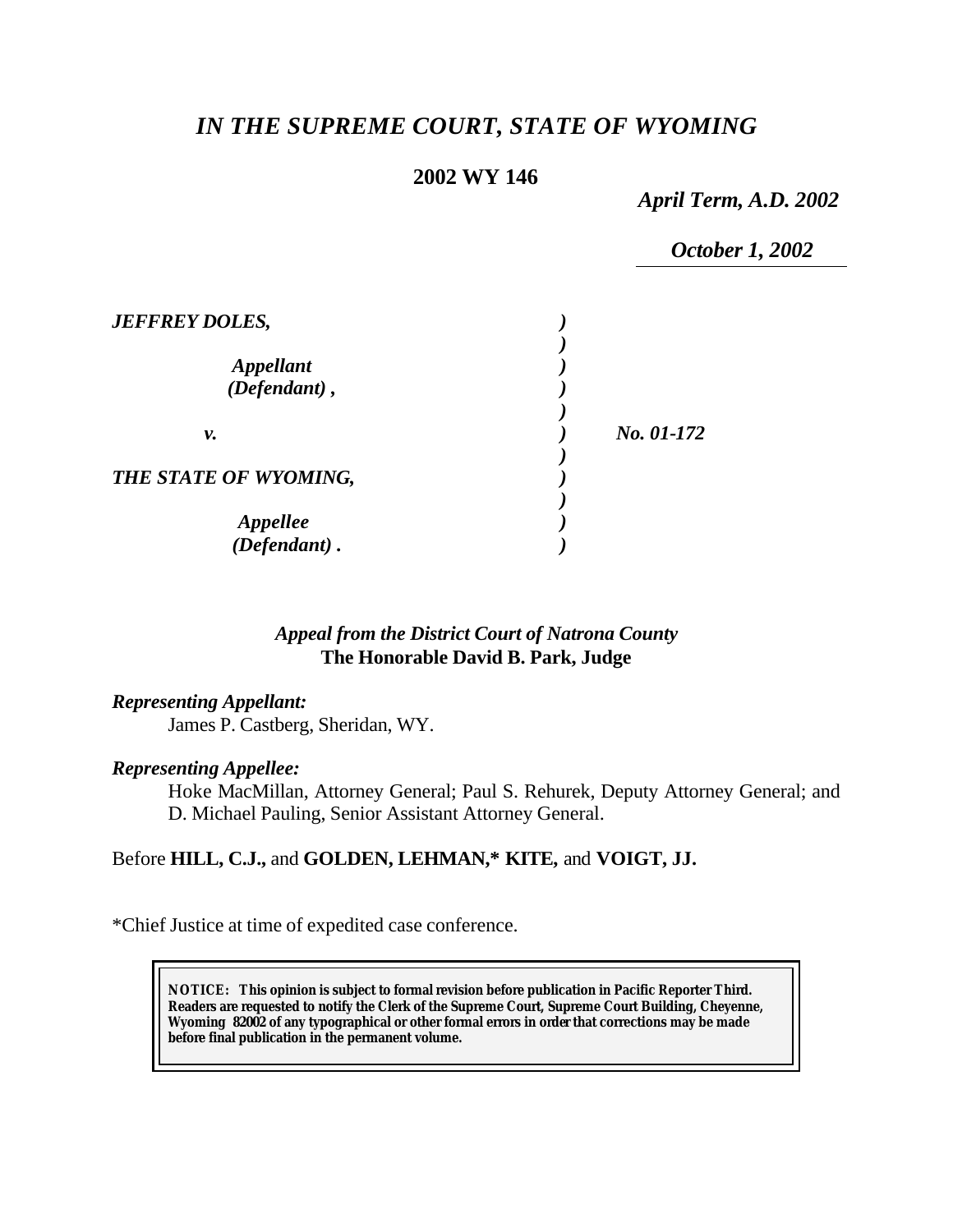# *IN THE SUPREME COURT, STATE OF WYOMING*

**2002 WY 146**

*April Term, A.D. 2002*

*October 1, 2002*

| | | |
|---|---|---|
| ***JEFFREY DOLES,*** | ***)*** | |
| | ***)*** | |
| ***Appellant*** | ***)*** | |
| ***(Defendant) ,*** | ***)*** | |
| | ***)*** | |
| ***v.*** | ***)*** | ***No. 01-172*** |
| | ***)*** | |
| ***THE STATE OF WYOMING,*** | ***)*** | |
| | ***)*** | |
| ***Appellee*** | ***)*** | |
| ***(Defendant) .*** | ***)*** | |

*Appeal from the District Court of Natrona County*
**The Honorable David B. Park, Judge**

***Representing Appellant:***

James P. Castberg, Sheridan, WY.

***Representing Appellee:***

Hoke MacMillan, Attorney General; Paul S. Rehurek, Deputy Attorney General; and D. Michael Pauling, Senior Assistant Attorney General.

Before **HILL, C.J.,** and **GOLDEN, LEHMAN,\* KITE,** and **VOIGT, JJ.**

\*Chief Justice at time of expedited case conference.

**NOTICE: This opinion is subject to formal revision before publication in Pacific Reporter Third. Readers are requested to notify the Clerk of the Supreme Court, Supreme Court Building, Cheyenne, Wyoming 82002 of any typographical or other formal errors in order that corrections may be made before final publication in the permanent volume.**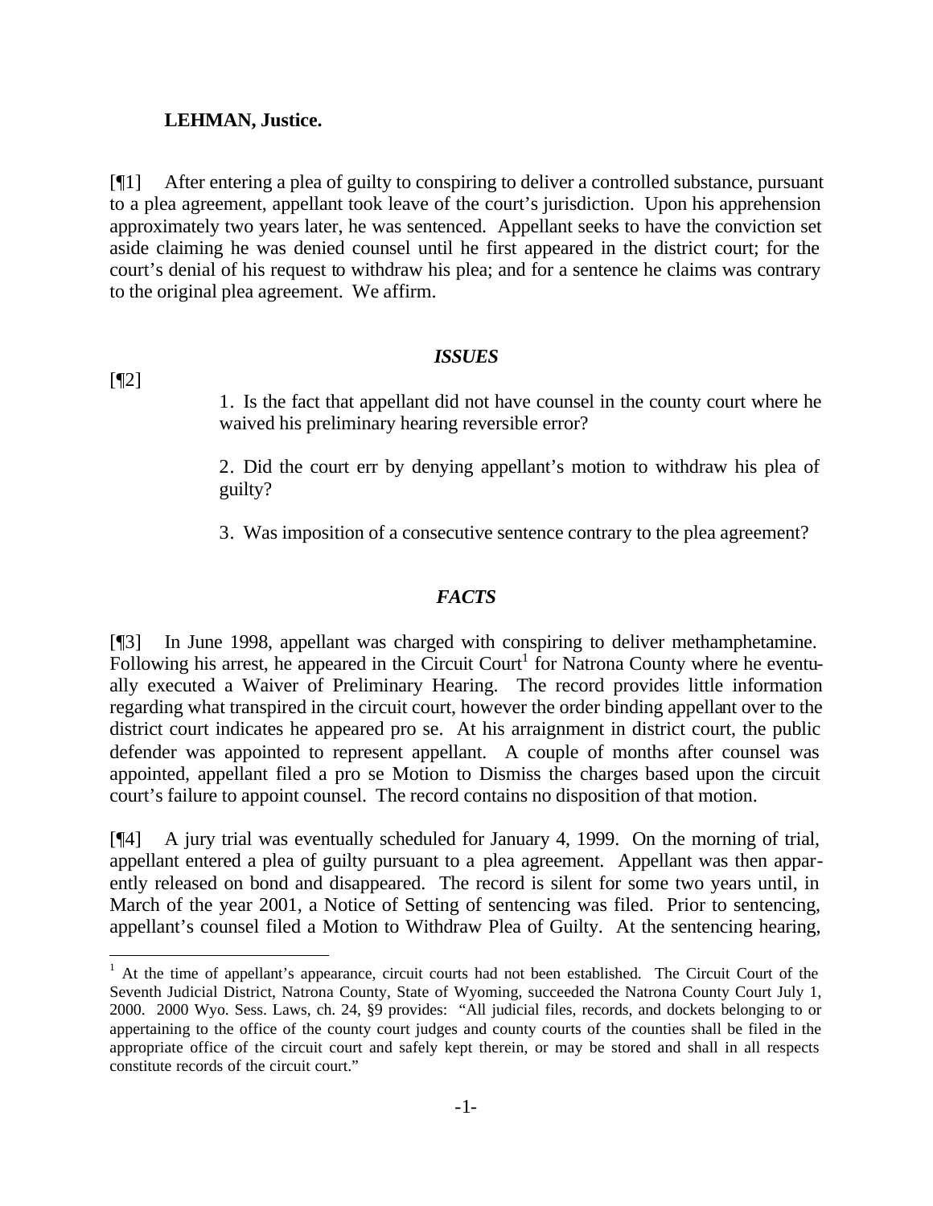**LEHMAN, Justice.**

[¶1] After entering a plea of guilty to conspiring to deliver a controlled substance, pursuant to a plea agreement, appellant took leave of the court's jurisdiction. Upon his apprehension approximately two years later, he was sentenced. Appellant seeks to have the conviction set aside claiming he was denied counsel until he first appeared in the district court; for the court's denial of his request to withdraw his plea; and for a sentence he claims was contrary to the original plea agreement. We affirm.

## *ISSUES*

[¶2]

> 1. Is the fact that appellant did not have counsel in the county court where he waived his preliminary hearing reversible error?
>
> 2. Did the court err by denying appellant's motion to withdraw his plea of guilty?
>
> 3. Was imposition of a consecutive sentence contrary to the plea agreement?

## *FACTS*

[¶3] In June 1998, appellant was charged with conspiring to deliver methamphetamine. Following his arrest, he appeared in the Circuit Court[1] for Natrona County where he eventually executed a Waiver of Preliminary Hearing. The record provides little information regarding what transpired in the circuit court, however the order binding appellant over to the district court indicates he appeared pro se. At his arraignment in district court, the public defender was appointed to represent appellant. A couple of months after counsel was appointed, appellant filed a pro se Motion to Dismiss the charges based upon the circuit court's failure to appoint counsel. The record contains no disposition of that motion.

[¶4] A jury trial was eventually scheduled for January 4, 1999. On the morning of trial, appellant entered a plea of guilty pursuant to a plea agreement. Appellant was then apparently released on bond and disappeared. The record is silent for some two years until, in March of the year 2001, a Notice of Setting of sentencing was filed. Prior to sentencing, appellant's counsel filed a Motion to Withdraw Plea of Guilty. At the sentencing hearing,

---

[1] At the time of appellant's appearance, circuit courts had not been established. The Circuit Court of the Seventh Judicial District, Natrona County, State of Wyoming, succeeded the Natrona County Court July 1, 2000. 2000 Wyo. Sess. Laws, ch. 24, §9 provides: "All judicial files, records, and dockets belonging to or appertaining to the office of the county court judges and county courts of the counties shall be filed in the appropriate office of the circuit court and safely kept therein, or may be stored and shall in all respects constitute records of the circuit court."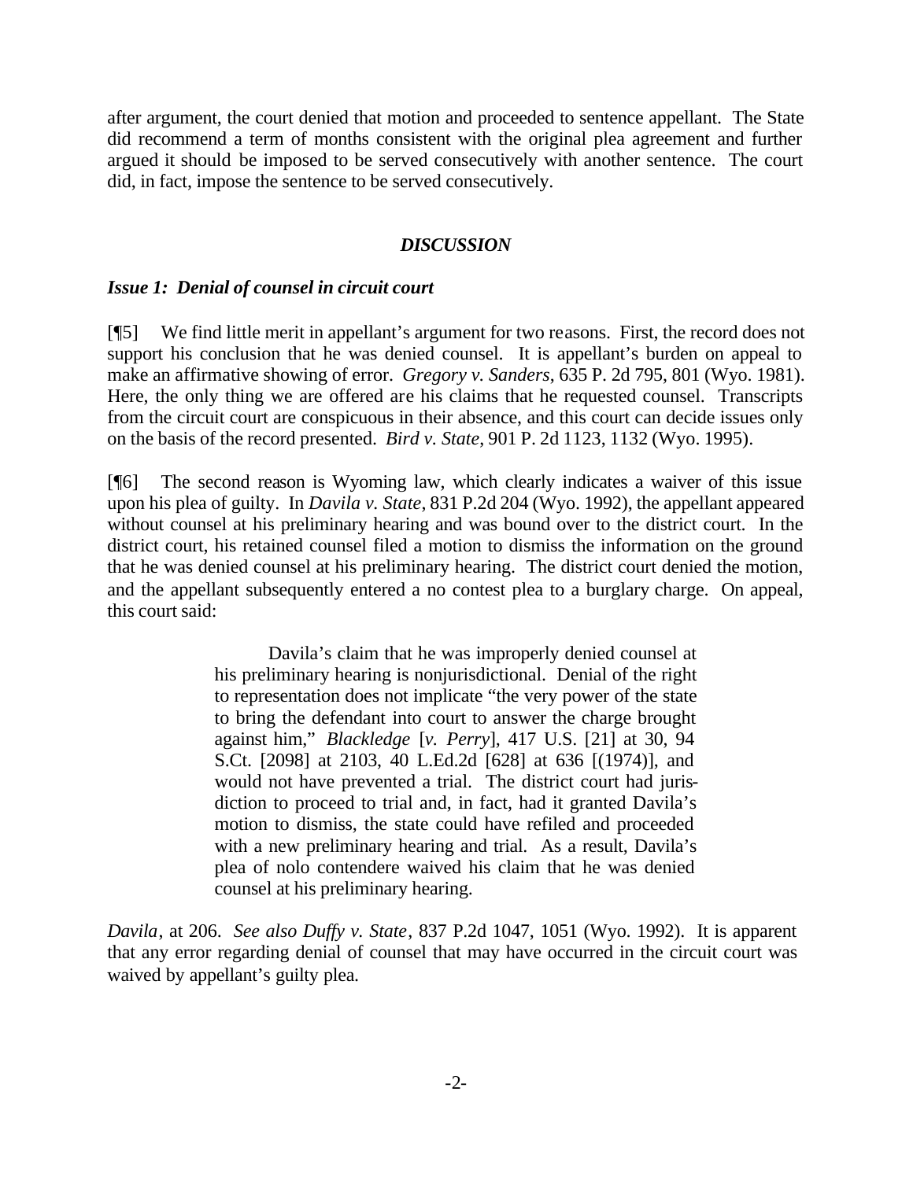after argument, the court denied that motion and proceeded to sentence appellant. The State did recommend a term of months consistent with the original plea agreement and further argued it should be imposed to be served consecutively with another sentence. The court did, in fact, impose the sentence to be served consecutively.

## *DISCUSSION*

### *Issue 1: Denial of counsel in circuit court*

[¶5] We find little merit in appellant's argument for two reasons. First, the record does not support his conclusion that he was denied counsel. It is appellant's burden on appeal to make an affirmative showing of error. *Gregory v. Sanders*, 635 P. 2d 795, 801 (Wyo. 1981). Here, the only thing we are offered are his claims that he requested counsel. Transcripts from the circuit court are conspicuous in their absence, and this court can decide issues only on the basis of the record presented. *Bird v. State*, 901 P. 2d 1123, 1132 (Wyo. 1995).

[¶6] The second reason is Wyoming law, which clearly indicates a waiver of this issue upon his plea of guilty. In *Davila v. State*, 831 P.2d 204 (Wyo. 1992), the appellant appeared without counsel at his preliminary hearing and was bound over to the district court. In the district court, his retained counsel filed a motion to dismiss the information on the ground that he was denied counsel at his preliminary hearing. The district court denied the motion, and the appellant subsequently entered a no contest plea to a burglary charge. On appeal, this court said:

> Davila's claim that he was improperly denied counsel at his preliminary hearing is nonjurisdictional. Denial of the right to representation does not implicate "the very power of the state to bring the defendant into court to answer the charge brought against him," *Blackledge* [*v. Perry*], 417 U.S. [21] at 30, 94 S.Ct. [2098] at 2103, 40 L.Ed.2d [628] at 636 [(1974)], and would not have prevented a trial. The district court had jurisdiction to proceed to trial and, in fact, had it granted Davila's motion to dismiss, the state could have refiled and proceeded with a new preliminary hearing and trial. As a result, Davila's plea of nolo contendere waived his claim that he was denied counsel at his preliminary hearing.

*Davila*, at 206. *See also Duffy v. State*, 837 P.2d 1047, 1051 (Wyo. 1992). It is apparent that any error regarding denial of counsel that may have occurred in the circuit court was waived by appellant's guilty plea.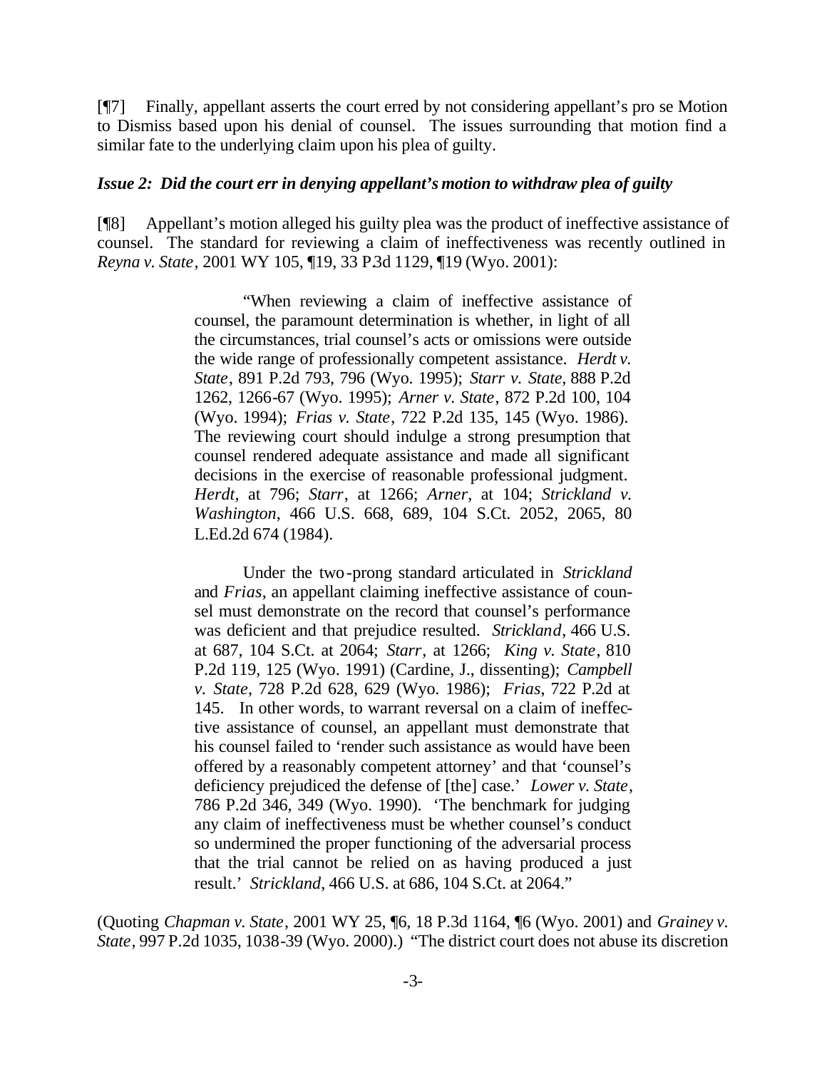[¶7] Finally, appellant asserts the court erred by not considering appellant's pro se Motion to Dismiss based upon his denial of counsel. The issues surrounding that motion find a similar fate to the underlying claim upon his plea of guilty.

### *Issue 2: Did the court err in denying appellant's motion to withdraw plea of guilty*

[¶8] Appellant's motion alleged his guilty plea was the product of ineffective assistance of counsel. The standard for reviewing a claim of ineffectiveness was recently outlined in *Reyna v. State*, 2001 WY 105, ¶19, 33 P.3d 1129, ¶19 (Wyo. 2001):

> "When reviewing a claim of ineffective assistance of counsel, the paramount determination is whether, in light of all the circumstances, trial counsel's acts or omissions were outside the wide range of professionally competent assistance. *Herdt v. State*, 891 P.2d 793, 796 (Wyo. 1995); *Starr v. State*, 888 P.2d 1262, 1266-67 (Wyo. 1995); *Arner v. State*, 872 P.2d 100, 104 (Wyo. 1994); *Frias v. State*, 722 P.2d 135, 145 (Wyo. 1986). The reviewing court should indulge a strong presumption that counsel rendered adequate assistance and made all significant decisions in the exercise of reasonable professional judgment. *Herdt*, at 796; *Starr*, at 1266; *Arner*, at 104; *Strickland v. Washington*, 466 U.S. 668, 689, 104 S.Ct. 2052, 2065, 80 L.Ed.2d 674 (1984).
>
> Under the two-prong standard articulated in *Strickland* and *Frias*, an appellant claiming ineffective assistance of counsel must demonstrate on the record that counsel's performance was deficient and that prejudice resulted. *Strickland*, 466 U.S. at 687, 104 S.Ct. at 2064; *Starr*, at 1266; *King v. State*, 810 P.2d 119, 125 (Wyo. 1991) (Cardine, J., dissenting); *Campbell v. State*, 728 P.2d 628, 629 (Wyo. 1986); *Frias*, 722 P.2d at 145. In other words, to warrant reversal on a claim of ineffective assistance of counsel, an appellant must demonstrate that his counsel failed to 'render such assistance as would have been offered by a reasonably competent attorney' and that 'counsel's deficiency prejudiced the defense of [the] case.' *Lower v. State*, 786 P.2d 346, 349 (Wyo. 1990). 'The benchmark for judging any claim of ineffectiveness must be whether counsel's conduct so undermined the proper functioning of the adversarial process that the trial cannot be relied on as having produced a just result.' *Strickland*, 466 U.S. at 686, 104 S.Ct. at 2064."

(Quoting *Chapman v. State*, 2001 WY 25, ¶6, 18 P.3d 1164, ¶6 (Wyo. 2001) and *Grainey v. State*, 997 P.2d 1035, 1038-39 (Wyo. 2000).) "The district court does not abuse its discretion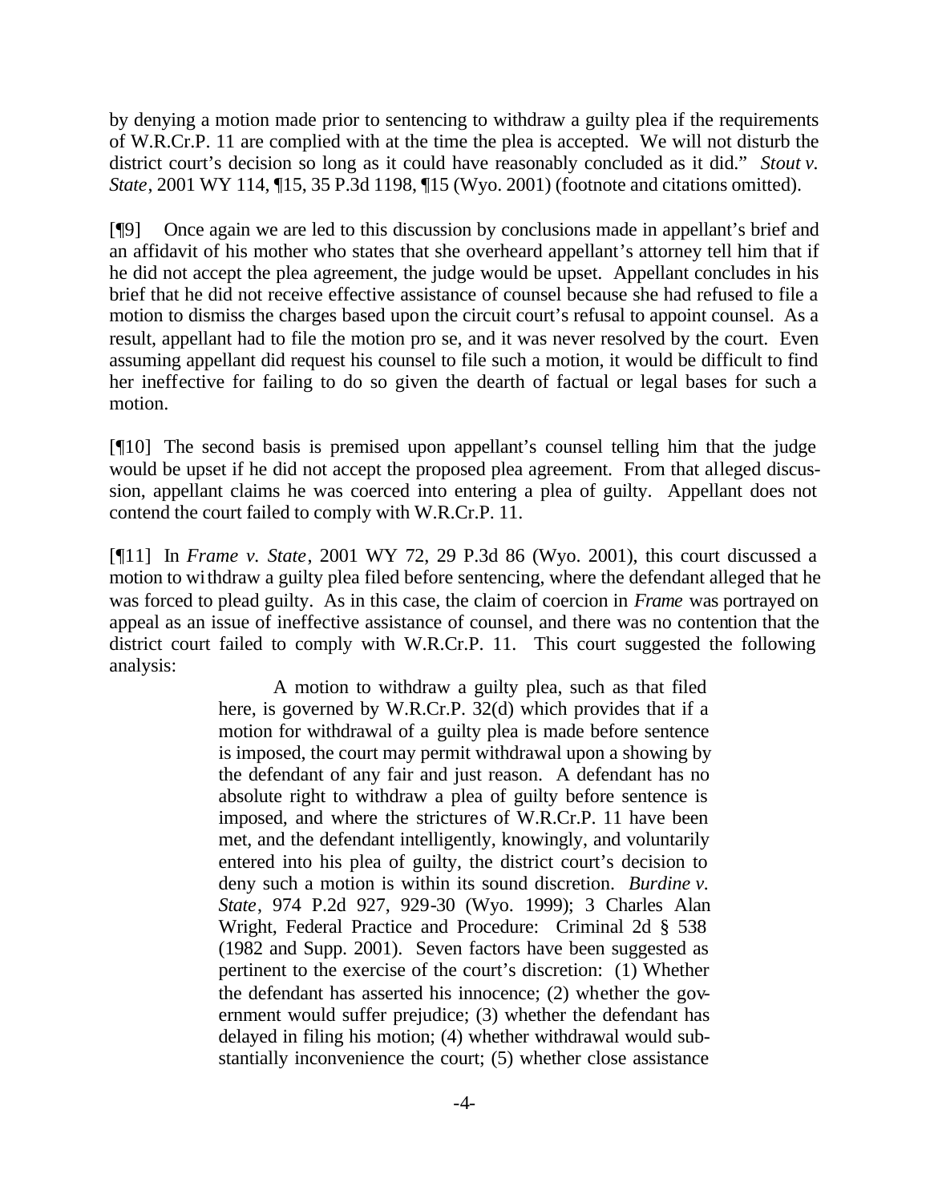by denying a motion made prior to sentencing to withdraw a guilty plea if the requirements of W.R.Cr.P. 11 are complied with at the time the plea is accepted. We will not disturb the district court's decision so long as it could have reasonably concluded as it did." *Stout v. State*, 2001 WY 114, ¶15, 35 P.3d 1198, ¶15 (Wyo. 2001) (footnote and citations omitted).

[¶9] Once again we are led to this discussion by conclusions made in appellant's brief and an affidavit of his mother who states that she overheard appellant's attorney tell him that if he did not accept the plea agreement, the judge would be upset. Appellant concludes in his brief that he did not receive effective assistance of counsel because she had refused to file a motion to dismiss the charges based upon the circuit court's refusal to appoint counsel. As a result, appellant had to file the motion pro se, and it was never resolved by the court. Even assuming appellant did request his counsel to file such a motion, it would be difficult to find her ineffective for failing to do so given the dearth of factual or legal bases for such a motion.

[¶10] The second basis is premised upon appellant's counsel telling him that the judge would be upset if he did not accept the proposed plea agreement. From that alleged discussion, appellant claims he was coerced into entering a plea of guilty. Appellant does not contend the court failed to comply with W.R.Cr.P. 11.

[¶11] In *Frame v. State*, 2001 WY 72, 29 P.3d 86 (Wyo. 2001), this court discussed a motion to withdraw a guilty plea filed before sentencing, where the defendant alleged that he was forced to plead guilty. As in this case, the claim of coercion in *Frame* was portrayed on appeal as an issue of ineffective assistance of counsel, and there was no contention that the district court failed to comply with W.R.Cr.P. 11. This court suggested the following analysis:

> A motion to withdraw a guilty plea, such as that filed here, is governed by W.R.Cr.P. 32(d) which provides that if a motion for withdrawal of a guilty plea is made before sentence is imposed, the court may permit withdrawal upon a showing by the defendant of any fair and just reason. A defendant has no absolute right to withdraw a plea of guilty before sentence is imposed, and where the strictures of W.R.Cr.P. 11 have been met, and the defendant intelligently, knowingly, and voluntarily entered into his plea of guilty, the district court's decision to deny such a motion is within its sound discretion. *Burdine v. State*, 974 P.2d 927, 929-30 (Wyo. 1999); 3 Charles Alan Wright, Federal Practice and Procedure: Criminal 2d § 538 (1982 and Supp. 2001). Seven factors have been suggested as pertinent to the exercise of the court's discretion: (1) Whether the defendant has asserted his innocence; (2) whether the government would suffer prejudice; (3) whether the defendant has delayed in filing his motion; (4) whether withdrawal would substantially inconvenience the court; (5) whether close assistance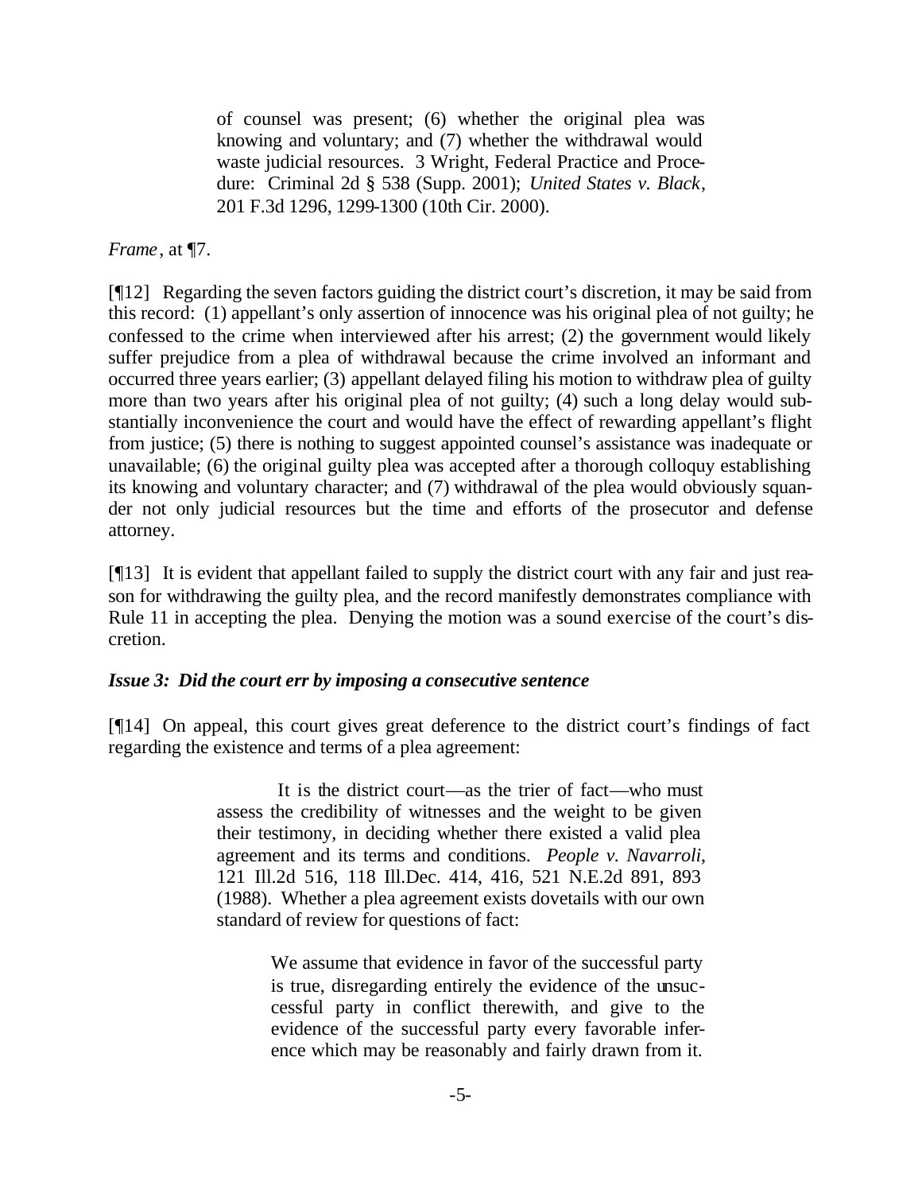> of counsel was present; (6) whether the original plea was knowing and voluntary; and (7) whether the withdrawal would waste judicial resources. 3 Wright, Federal Practice and Procedure: Criminal 2d § 538 (Supp. 2001); *United States v. Black*, 201 F.3d 1296, 1299-1300 (10th Cir. 2000).

*Frame*, at ¶7.

[¶12] Regarding the seven factors guiding the district court's discretion, it may be said from this record: (1) appellant's only assertion of innocence was his original plea of not guilty; he confessed to the crime when interviewed after his arrest; (2) the government would likely suffer prejudice from a plea of withdrawal because the crime involved an informant and occurred three years earlier; (3) appellant delayed filing his motion to withdraw plea of guilty more than two years after his original plea of not guilty; (4) such a long delay would substantially inconvenience the court and would have the effect of rewarding appellant's flight from justice; (5) there is nothing to suggest appointed counsel's assistance was inadequate or unavailable; (6) the original guilty plea was accepted after a thorough colloquy establishing its knowing and voluntary character; and (7) withdrawal of the plea would obviously squander not only judicial resources but the time and efforts of the prosecutor and defense attorney.

[¶13] It is evident that appellant failed to supply the district court with any fair and just reason for withdrawing the guilty plea, and the record manifestly demonstrates compliance with Rule 11 in accepting the plea. Denying the motion was a sound exercise of the court's discretion.

### *Issue 3: Did the court err by imposing a consecutive sentence*

[¶14] On appeal, this court gives great deference to the district court's findings of fact regarding the existence and terms of a plea agreement:

> It is the district court—as the trier of fact—who must assess the credibility of witnesses and the weight to be given their testimony, in deciding whether there existed a valid plea agreement and its terms and conditions. *People v. Navarroli*, 121 Ill.2d 516, 118 Ill.Dec. 414, 416, 521 N.E.2d 891, 893 (1988). Whether a plea agreement exists dovetails with our own standard of review for questions of fact:
>
> > We assume that evidence in favor of the successful party is true, disregarding entirely the evidence of the unsuccessful party in conflict therewith, and give to the evidence of the successful party every favorable inference which may be reasonably and fairly drawn from it.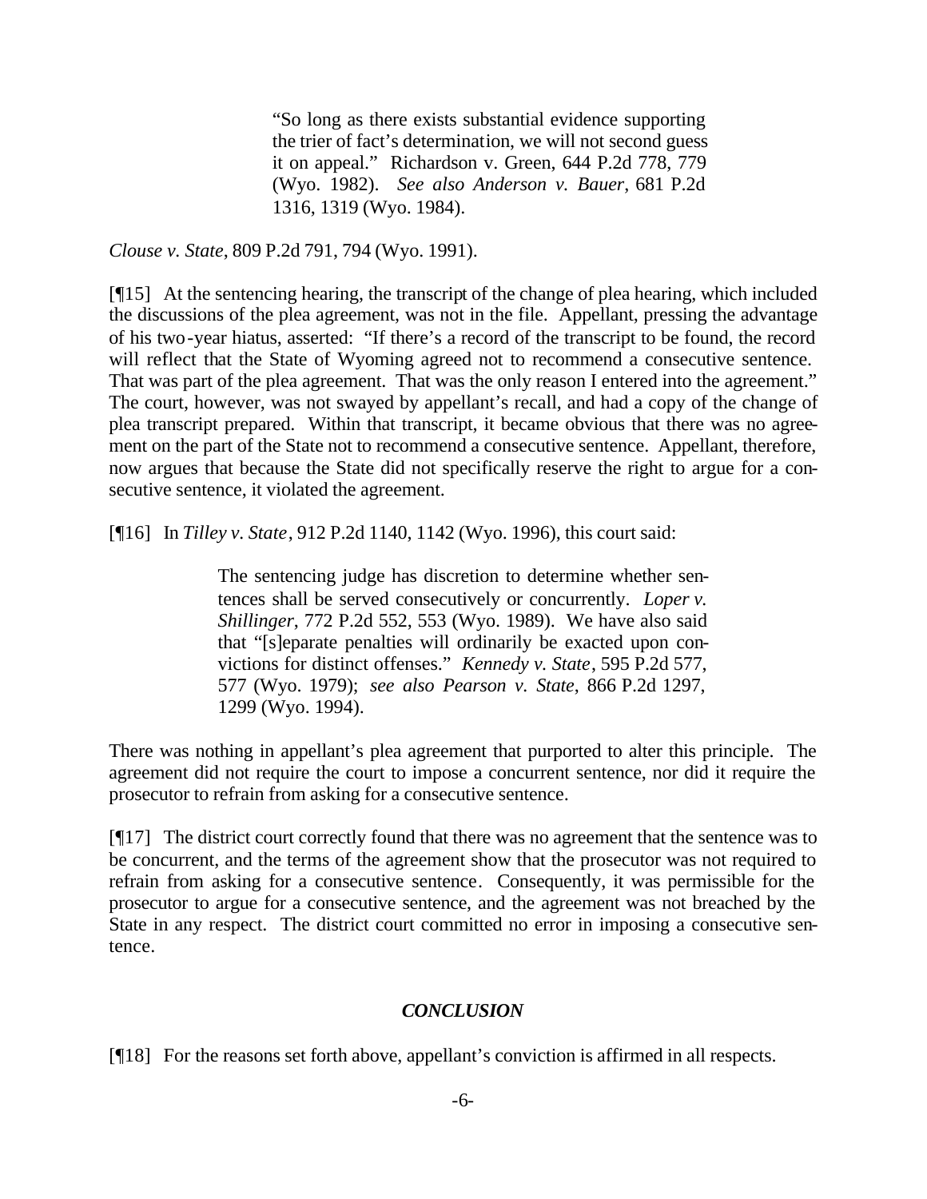> "So long as there exists substantial evidence supporting the trier of fact's determination, we will not second guess it on appeal." Richardson v. Green, 644 P.2d 778, 779 (Wyo. 1982). *See also Anderson v. Bauer*, 681 P.2d 1316, 1319 (Wyo. 1984).

*Clouse v. State*, 809 P.2d 791, 794 (Wyo. 1991).

[¶15] At the sentencing hearing, the transcript of the change of plea hearing, which included the discussions of the plea agreement, was not in the file. Appellant, pressing the advantage of his two-year hiatus, asserted: "If there's a record of the transcript to be found, the record will reflect that the State of Wyoming agreed not to recommend a consecutive sentence. That was part of the plea agreement. That was the only reason I entered into the agreement." The court, however, was not swayed by appellant's recall, and had a copy of the change of plea transcript prepared. Within that transcript, it became obvious that there was no agreement on the part of the State not to recommend a consecutive sentence. Appellant, therefore, now argues that because the State did not specifically reserve the right to argue for a consecutive sentence, it violated the agreement.

[¶16] In *Tilley v. State*, 912 P.2d 1140, 1142 (Wyo. 1996), this court said:

> The sentencing judge has discretion to determine whether sentences shall be served consecutively or concurrently. *Loper v. Shillinger*, 772 P.2d 552, 553 (Wyo. 1989). We have also said that "[s]eparate penalties will ordinarily be exacted upon convictions for distinct offenses." *Kennedy v. State*, 595 P.2d 577, 577 (Wyo. 1979); *see also Pearson v. State*, 866 P.2d 1297, 1299 (Wyo. 1994).

There was nothing in appellant's plea agreement that purported to alter this principle. The agreement did not require the court to impose a concurrent sentence, nor did it require the prosecutor to refrain from asking for a consecutive sentence.

[¶17] The district court correctly found that there was no agreement that the sentence was to be concurrent, and the terms of the agreement show that the prosecutor was not required to refrain from asking for a consecutive sentence. Consequently, it was permissible for the prosecutor to argue for a consecutive sentence, and the agreement was not breached by the State in any respect. The district court committed no error in imposing a consecutive sentence.

## *CONCLUSION*

[¶18] For the reasons set forth above, appellant's conviction is affirmed in all respects.